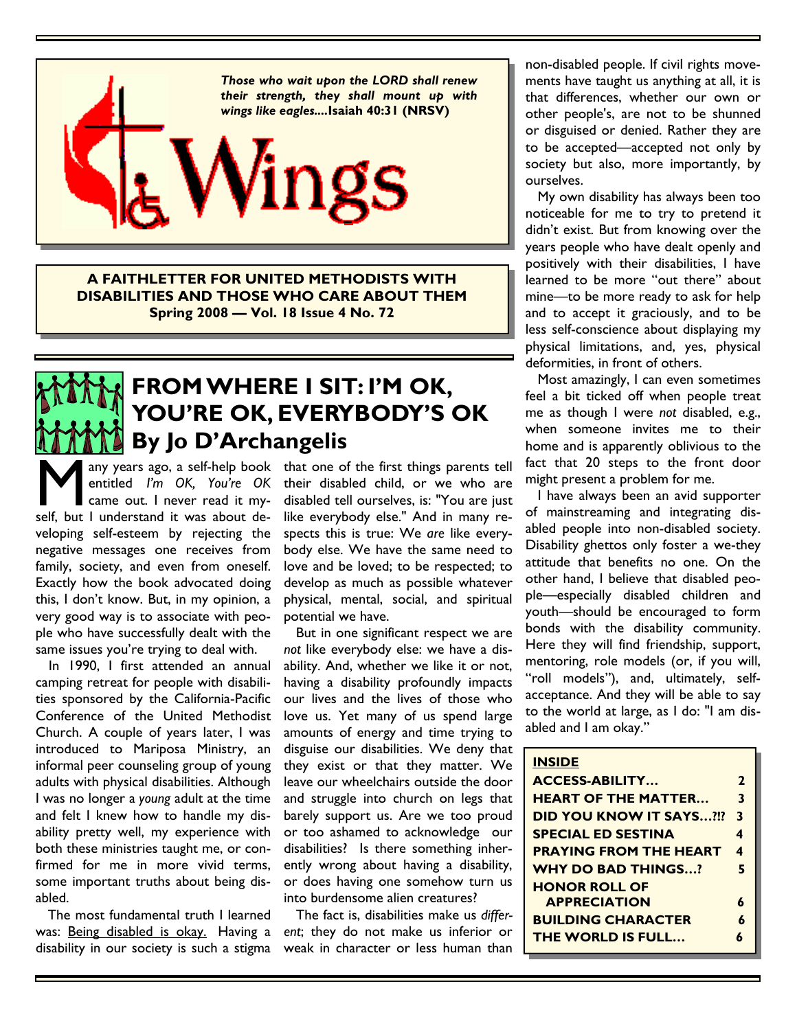*Those who wait upon the LORD shall renew their strength, they shall mount up with wings like eagles...***Isaiah 40:31 (NRSV)**

# Wings

**A FAITHLETTER FOR UNITED METHODISTS WITH DISABILITIES AND THOSE WHO CARE ABOUT THEM**
**Spring 2008 — Vol. 18 Issue 4 No. 72**

## FROM WHERE I SIT: I'M OK, YOU'RE OK, EVERYBODY'S OK
## By Jo D'Archangelis

Many years ago, a self-help book entitled *I'm OK, You're OK* came out. I never read it myself, but I understand it was about developing self-esteem by rejecting the negative messages one receives from family, society, and even from oneself. Exactly how the book advocated doing this, I don't know. But, in my opinion, a very good way is to associate with people who have successfully dealt with the same issues you're trying to deal with.

In 1990, I first attended an annual camping retreat for people with disabilities sponsored by the California-Pacific Conference of the United Methodist Church. A couple of years later, I was introduced to Mariposa Ministry, an informal peer counseling group of young adults with physical disabilities. Although I was no longer a *young* adult at the time and felt I knew how to handle my disability pretty well, my experience with both these ministries taught me, or confirmed for me in more vivid terms, some important truths about being disabled.

The most fundamental truth I learned was: Being disabled is okay. Having a disability in our society is such a stigma that one of the first things parents tell their disabled child, or we who are disabled tell ourselves, is: "You are just like everybody else." And in many respects this is true: We *are* like everybody else. We have the same need to love and be loved; to be respected; to develop as much as possible whatever physical, mental, social, and spiritual potential we have.

But in one significant respect we are *not* like everybody else: we have a disability. And, whether we like it or not, having a disability profoundly impacts our lives and the lives of those who love us. Yet many of us spend large amounts of energy and time trying to disguise our disabilities. We deny that they exist or that they matter. We leave our wheelchairs outside the door and struggle into church on legs that barely support us. Are we too proud or too ashamed to acknowledge our disabilities? Is there something inherently wrong about having a disability, or does having one somehow turn us into burdensome alien creatures?

The fact is, disabilities make us *different*; they do not make us inferior or weak in character or less human than non-disabled people. If civil rights movements have taught us anything at all, it is that differences, whether our own or other people's, are not to be shunned or disguised or denied. Rather they are to be accepted—accepted not only by society but also, more importantly, by ourselves.

My own disability has always been too noticeable for me to try to pretend it didn't exist. But from knowing over the years people who have dealt openly and positively with their disabilities, I have learned to be more "out there" about mine—to be more ready to ask for help and to accept it graciously, and to be less self-conscience about displaying my physical limitations, and, yes, physical deformities, in front of others.

Most amazingly, I can even sometimes feel a bit ticked off when people treat me as though I were *not* disabled, e.g., when someone invites me to their home and is apparently oblivious to the fact that 20 steps to the front door might present a problem for me.

I have always been an avid supporter of mainstreaming and integrating disabled people into non-disabled society. Disability ghettos only foster a we-they attitude that benefits no one. On the other hand, I believe that disabled people—especially disabled children and youth—should be encouraged to form bonds with the disability community. Here they will find friendship, support, mentoring, role models (or, if you will, "roll models"), and, ultimately, self-acceptance. And they will be able to say to the world at large, as I do: "I am disabled and I am okay."

| INSIDE | |
|---|---|
| ACCESS-ABILITY... | 2 |
| HEART OF THE MATTER... | 3 |
| DID YOU KNOW IT SAYS...?!? | 3 |
| SPECIAL ED SESTINA | 4 |
| PRAYING FROM THE HEART | 4 |
| WHY DO BAD THINGS...? | 5 |
| HONOR ROLL OF APPRECIATION | 6 |
| BUILDING CHARACTER | 6 |
| THE WORLD IS FULL... | 6 |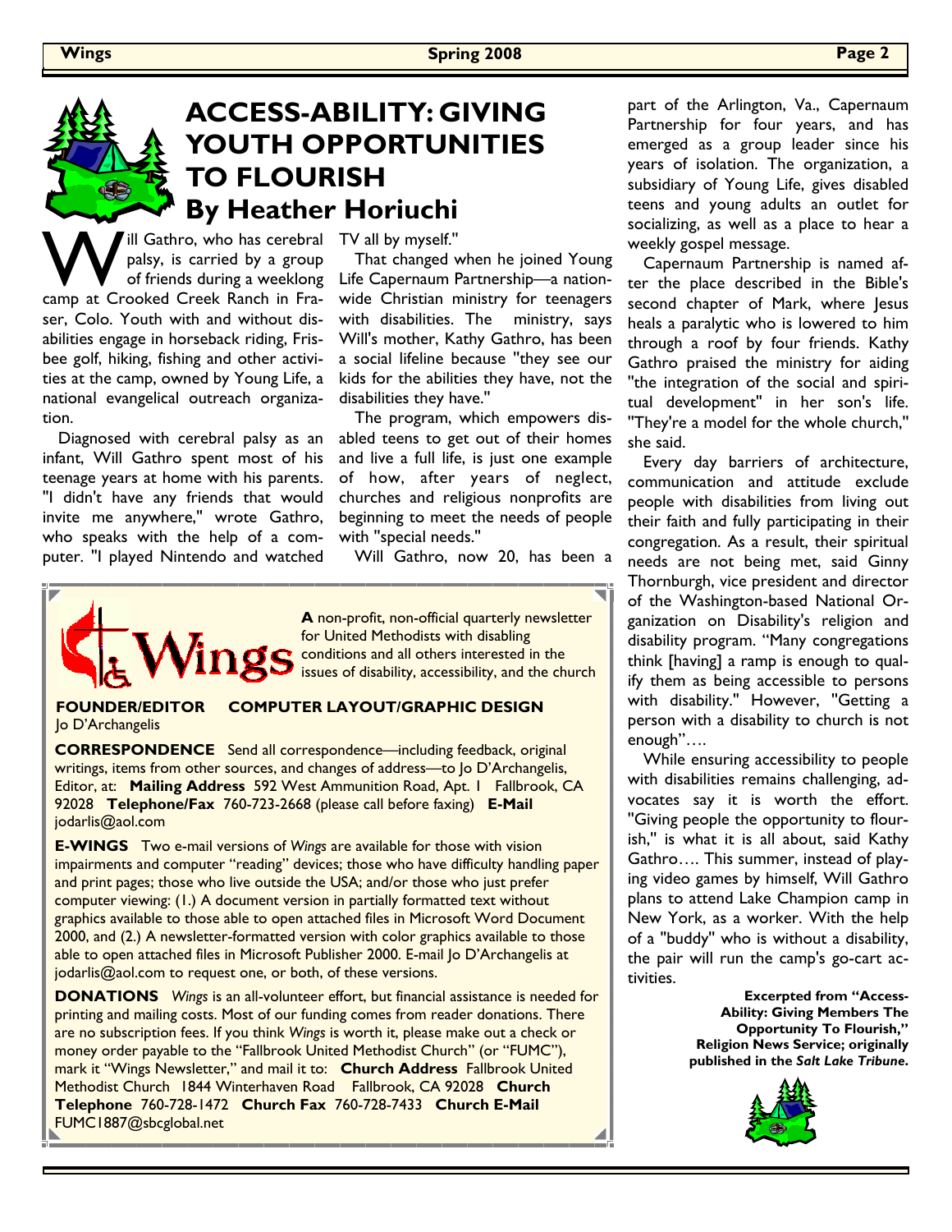# ACCESS-ABILITY: GIVING YOUTH OPPORTUNITIES TO FLOURISH

## By Heather Horiuchi

Will Gathro, who has cerebral palsy, is carried by a group of friends during a weeklong camp at Crooked Creek Ranch in Fraser, Colo. Youth with and without disabilities engage in horseback riding, Frisbee golf, hiking, fishing and other activities at the camp, owned by Young Life, a national evangelical outreach organization.

Diagnosed with cerebral palsy as an infant, Will Gathro spent most of his teenage years at home with his parents. "I didn't have any friends that would invite me anywhere," wrote Gathro, who speaks with the help of a computer. "I played Nintendo and watched TV all by myself."

That changed when he joined Young Life Capernaum Partnership—a nationwide Christian ministry for teenagers with disabilities. The ministry, says Will's mother, Kathy Gathro, has been a social lifeline because "they see our kids for the abilities they have, not the disabilities they have."

The program, which empowers disabled teens to get out of their homes and live a full life, is just one example of how, after years of neglect, churches and religious nonprofits are beginning to meet the needs of people with "special needs."

Will Gathro, now 20, has been a part of the Arlington, Va., Capernaum Partnership for four years, and has emerged as a group leader since his years of isolation. The organization, a subsidiary of Young Life, gives disabled teens and young adults an outlet for socializing, as well as a place to hear a weekly gospel message.

Capernaum Partnership is named after the place described in the Bible's second chapter of Mark, where Jesus heals a paralytic who is lowered to him through a roof by four friends. Kathy Gathro praised the ministry for aiding "the integration of the social and spiritual development" in her son's life. "They're a model for the whole church," she said.

Every day barriers of architecture, communication and attitude exclude people with disabilities from living out their faith and fully participating in their congregation. As a result, their spiritual needs are not being met, said Ginny Thornburgh, vice president and director of the Washington-based National Organization on Disability's religion and disability program. "Many congregations think [having] a ramp is enough to qualify them as being accessible to persons with disability." However, "Getting a person with a disability to church is not enough"….

While ensuring accessibility to people with disabilities remains challenging, advocates say it is worth the effort. "Giving people the opportunity to flourish," is what it is all about, said Kathy Gathro…. This summer, instead of playing video games by himself, Will Gathro plans to attend Lake Champion camp in New York, as a worker. With the help of a "buddy" who is without a disability, the pair will run the camp's go-cart activities.

**Excerpted from "Access-Ability: Giving Members The Opportunity To Flourish," Religion News Service; originally published in the *Salt Lake Tribune*.**

---

**Wings**

**A** non-profit, non-official quarterly newsletter for United Methodists with disabling conditions and all others interested in the issues of disability, accessibility, and the church

**FOUNDER/EDITOR COMPUTER LAYOUT/GRAPHIC DESIGN**
Jo D'Archangelis

**CORRESPONDENCE** Send all correspondence—including feedback, original writings, items from other sources, and changes of address—to Jo D'Archangelis, Editor, at: **Mailing Address** 592 West Ammunition Road, Apt. 1 Fallbrook, CA 92028 **Telephone/Fax** 760-723-2668 (please call before faxing) **E-Mail** jodarlis@aol.com

**E-WINGS** Two e-mail versions of *Wings* are available for those with vision impairments and computer "reading" devices; those who have difficulty handling paper and print pages; those who live outside the USA; and/or those who just prefer computer viewing: (1.) A document version in partially formatted text without graphics available to those able to open attached files in Microsoft Word Document 2000, and (2.) A newsletter-formatted version with color graphics available to those able to open attached files in Microsoft Publisher 2000. E-mail Jo D'Archangelis at jodarlis@aol.com to request one, or both, of these versions.

**DONATIONS** *Wings* is an all-volunteer effort, but financial assistance is needed for printing and mailing costs. Most of our funding comes from reader donations. There are no subscription fees. If you think *Wings* is worth it, please make out a check or money order payable to the "Fallbrook United Methodist Church" (or "FUMC"), mark it "Wings Newsletter," and mail it to: **Church Address** Fallbrook United Methodist Church 1844 Winterhaven Road Fallbrook, CA 92028 **Church Telephone** 760-728-1472 **Church Fax** 760-728-7433 **Church E-Mail** FUMC1887@sbcglobal.net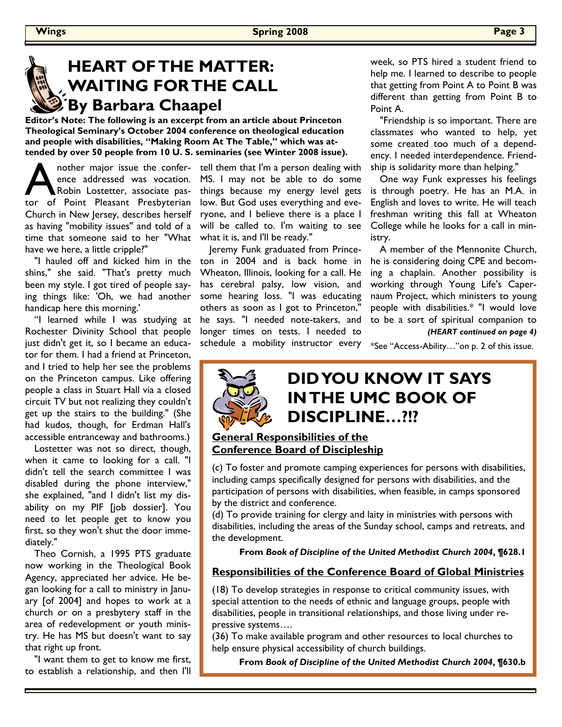# HEART OF THE MATTER: WAITING FOR THE CALL

## By Barbara Chaapel

**Editor's Note: The following is an excerpt from an article about Princeton Theological Seminary's October 2004 conference on theological education and people with disabilities, "Making Room At The Table," which was attended by over 50 people from 10 U. S. seminaries (see Winter 2008 issue).**

Another major issue the conference addressed was vocation. Robin Lostetter, associate pastor of Point Pleasant Presbyterian Church in New Jersey, describes herself as having "mobility issues" and told of a time that someone said to her "What have we here, a little cripple?"

"I hauled off and kicked him in the shins," she said. "That's pretty much been my style. I got tired of people saying things like: 'Oh, we had another handicap here this morning.'

"I learned while I was studying at Rochester Divinity School that people just didn't get it, so I became an educator for them. I had a friend at Princeton, and I tried to help her see the problems on the Princeton campus. Like offering people a class in Stuart Hall via a closed circuit TV but not realizing they couldn't get up the stairs to the building." (She had kudos, though, for Erdman Hall's accessible entranceway and bathrooms.)

Lostetter was not so direct, though, when it came to looking for a call. "I didn't tell the search committee I was disabled during the phone interview," she explained, "and I didn't list my disability on my PIF [job dossier]. You need to let people get to know you first, so they won't shut the door immediately."

Theo Cornish, a 1995 PTS graduate now working in the Theological Book Agency, appreciated her advice. He began looking for a call to ministry in January [of 2004] and hopes to work at a church or on a presbytery staff in the area of redevelopment or youth ministry. He has MS but doesn't want to say that right up front.

"I want them to get to know me first, to establish a relationship, and then I'll tell them that I'm a person dealing with MS. I may not be able to do some things because my energy level gets low. But God uses everything and everyone, and I believe there is a place I will be called to. I'm waiting to see what it is, and I'll be ready."

Jeremy Funk graduated from Princeton in 2004 and is back home in Wheaton, Illinois, looking for a call. He has cerebral palsy, low vision, and some hearing loss. "I was educating others as soon as I got to Princeton," he says. "I needed note-takers, and longer times on tests. I needed to schedule a mobility instructor every week, so PTS hired a student friend to help me. I learned to describe to people that getting from Point A to Point B was different than getting from Point B to Point A.

"Friendship is so important. There are classmates who wanted to help, yet some created too much of a dependency. I needed interdependence. Friendship is solidarity more than helping."

One way Funk expresses his feelings is through poetry. He has an M.A. in English and loves to write. He will teach freshman writing this fall at Wheaton College while he looks for a call in ministry.

A member of the Mennonite Church, he is considering doing CPE and becoming a chaplain. Another possibility is working through Young Life's Capernaum Project, which ministers to young people with disabilities.* "I would love to be a sort of spiritual companion to

***(HEART continued on page 4)***

*See "Access-Ability…"on p. 2 of this issue.

# DID YOU KNOW IT SAYS IN THE UMC BOOK OF DISCIPLINE…?!?

**General Responsibilities of the Conference Board of Discipleship**

(c) To foster and promote camping experiences for persons with disabilities, including camps specifically designed for persons with disabilities, and the participation of persons with disabilities, when feasible, in camps sponsored by the district and conference.

(d) To provide training for clergy and laity in ministries with persons with disabilities, including the areas of the Sunday school, camps and retreats, and the development.

**From *Book of Discipline of the United Methodist Church 2004*, ¶628.1**

**Responsibilities of the Conference Board of Global Ministries**

(18) To develop strategies in response to critical community issues, with special attention to the needs of ethnic and language groups, people with disabilities, people in transitional relationships, and those living under repressive systems….

(36) To make available program and other resources to local churches to help ensure physical accessibility of church buildings.

**From *Book of Discipline of the United Methodist Church 2004*, ¶630.b**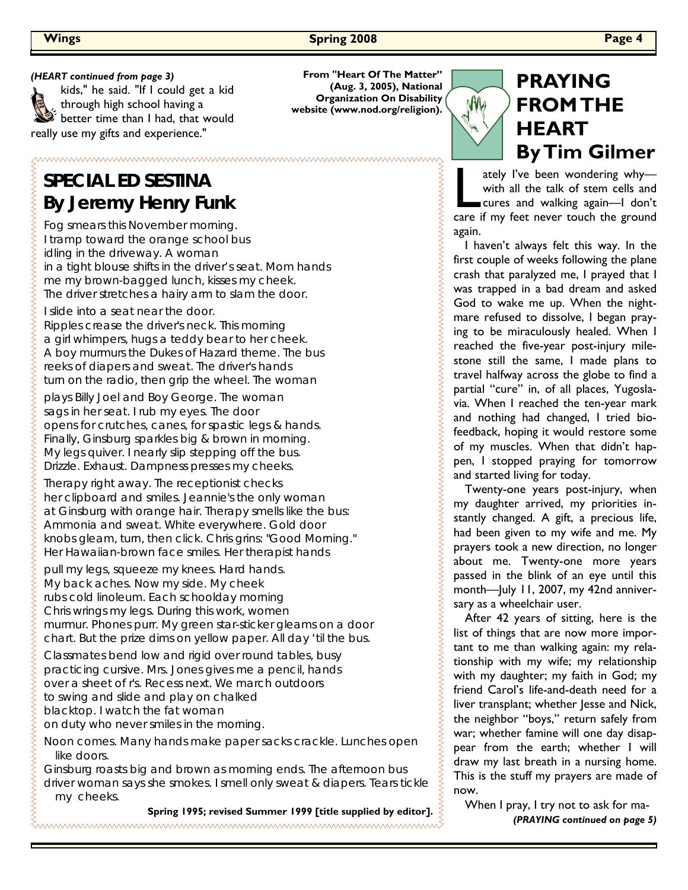*(HEART continued from page 3)*

kids," he said. "If I could get a kid through high school having a better time than I had, that would really use my gifts and experience."

**From "Heart Of The Matter" (Aug. 3, 2005), National Organization On Disability website (www.nod.org/religion).**

## SPECIAL ED SESTINA
## By Jeremy Henry Funk

Fog smears this November morning.
I tramp toward the orange school bus
idling in the driveway. A woman
in a tight blouse shifts in the driver's seat. Mom hands
me my brown-bagged lunch, kisses my cheek.
The driver stretches a hairy arm to slam the door.

I slide into a seat near the door.
Ripples crease the driver's neck. This morning
a girl whimpers, hugs a teddy bear to her cheek.
A boy murmurs the Dukes of Hazard theme. The bus
reeks of diapers and sweat. The driver's hands
turn on the radio, then grip the wheel. The woman

plays Billy Joel and Boy George. The woman
sags in her seat. I rub my eyes. The door
opens for crutches, canes, for spastic legs & hands.
Finally, Ginsburg sparkles big & brown in morning.
My legs quiver. I nearly slip stepping off the bus.
Drizzle. Exhaust. Dampness presses my cheeks.

Therapy right away. The receptionist checks
her clipboard and smiles. Jeannie's the only woman
at Ginsburg with orange hair. Therapy smells like the bus:
Ammonia and sweat. White everywhere. Gold door
knobs gleam, turn, then click. Chris grins: "Good Morning."
Her Hawaiian-brown face smiles. Her therapist hands

pull my legs, squeeze my knees. Hard hands.
My back aches. Now my side. My cheek
rubs cold linoleum. Each schoolday morning
Chris wrings my legs. During this work, women
murmur. Phones purr. My green star-sticker gleams on a door
chart. But the prize dims on yellow paper. All day 'til the bus.

Classmates bend low and rigid over round tables, busy
practicing cursive. Mrs. Jones gives me a pencil, hands
over a sheet of r's. Recess next. We march outdoors
to swing and slide and play on chalked
blacktop. I watch the fat woman
on duty who never smiles in the morning.

Noon comes. Many hands make paper sacks crackle. Lunches open like doors.
Ginsburg roasts big and brown as morning ends. The afternoon bus
driver woman says she smokes. I smell only sweat & diapers. Tears tickle my cheeks.

**Spring 1995; revised Summer 1999 [title supplied by editor].**

## PRAYING FROM THE HEART
## By Tim Gilmer

Lately I've been wondering why—with all the talk of stem cells and cures and walking again—I don't care if my feet never touch the ground again.

I haven't always felt this way. In the first couple of weeks following the plane crash that paralyzed me, I prayed that I was trapped in a bad dream and asked God to wake me up. When the nightmare refused to dissolve, I began praying to be miraculously healed. When I reached the five-year post-injury milestone still the same, I made plans to travel halfway across the globe to find a partial "cure" in, of all places, Yugoslavia. When I reached the ten-year mark and nothing had changed, I tried biofeedback, hoping it would restore some of my muscles. When that didn't happen, I stopped praying for tomorrow and started living for today.

Twenty-one years post-injury, when my daughter arrived, my priorities instantly changed. A gift, a precious life, had been given to my wife and me. My prayers took a new direction, no longer about me. Twenty-one more years passed in the blink of an eye until this month—July 11, 2007, my 42nd anniversary as a wheelchair user.

After 42 years of sitting, here is the list of things that are now more important to me than walking again: my relationship with my wife; my relationship with my daughter; my faith in God; my friend Carol's life-and-death need for a liver transplant; whether Jesse and Nick, the neighbor "boys," return safely from war; whether famine will one day disappear from the earth; whether I will draw my last breath in a nursing home. This is the stuff my prayers are made of now.

When I pray, I try not to ask for ma-

*(PRAYING continued on page 5)*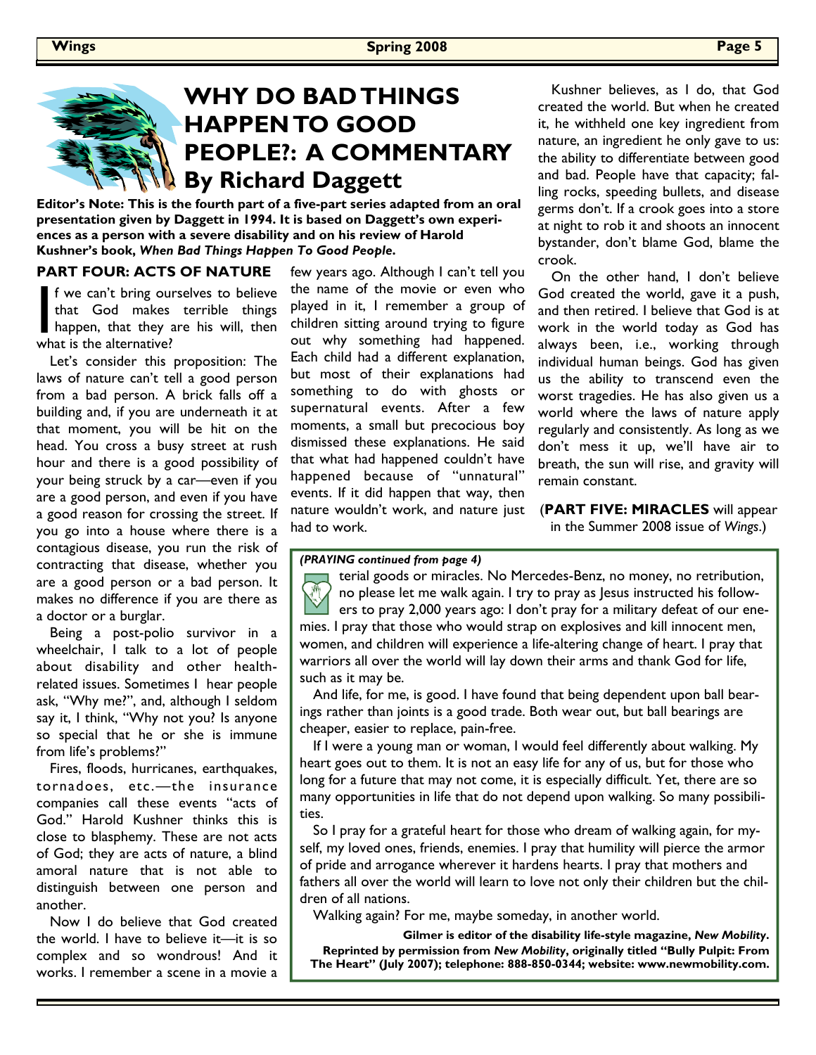# WHY DO BAD THINGS HAPPEN TO GOOD PEOPLE?: A COMMENTARY By Richard Daggett

**Editor's Note: This is the fourth part of a five-part series adapted from an oral presentation given by Daggett in 1994. It is based on Daggett's own experiences as a person with a severe disability and on his review of Harold Kushner's book, *When Bad Things Happen To Good People*.**

## PART FOUR: ACTS OF NATURE

If we can't bring ourselves to believe that God makes terrible things happen, that they are his will, then what is the alternative?

Let's consider this proposition: The laws of nature can't tell a good person from a bad person. A brick falls off a building and, if you are underneath it at that moment, you will be hit on the head. You cross a busy street at rush hour and there is a good possibility of your being struck by a car—even if you are a good person, and even if you have a good reason for crossing the street. If you go into a house where there is a contagious disease, you run the risk of contracting that disease, whether you are a good person or a bad person. It makes no difference if you are there as a doctor or a burglar.

Being a post-polio survivor in a wheelchair, I talk to a lot of people about disability and other health-related issues. Sometimes I hear people ask, "Why me?", and, although I seldom say it, I think, "Why not you? Is anyone so special that he or she is immune from life's problems?"

Fires, floods, hurricanes, earthquakes, tornadoes, etc.—the insurance companies call these events "acts of God." Harold Kushner thinks this is close to blasphemy. These are not acts of God; they are acts of nature, a blind amoral nature that is not able to distinguish between one person and another.

Now I do believe that God created the world. I have to believe it—it is so complex and so wondrous! And it works. I remember a scene in a movie a few years ago. Although I can't tell you the name of the movie or even who played in it, I remember a group of children sitting around trying to figure out why something had happened. Each child had a different explanation, but most of their explanations had something to do with ghosts or supernatural events. After a few moments, a small but precocious boy dismissed these explanations. He said that what had happened couldn't have happened because of "unnatural" events. If it did happen that way, then nature wouldn't work, and nature just had to work.

Kushner believes, as I do, that God created the world. But when he created it, he withheld one key ingredient from nature, an ingredient he only gave to us: the ability to differentiate between good and bad. People have that capacity; falling rocks, speeding bullets, and disease germs don't. If a crook goes into a store at night to rob it and shoots an innocent bystander, don't blame God, blame the crook.

On the other hand, I don't believe God created the world, gave it a push, and then retired. I believe that God is at work in the world today as God has always been, i.e., working through individual human beings. God has given us the ability to transcend even the worst tragedies. He has also given us a world where the laws of nature apply regularly and consistently. As long as we don't mess it up, we'll have air to breath, the sun will rise, and gravity will remain constant.

(**PART FIVE: MIRACLES** will appear in the Summer 2008 issue of *Wings*.)

***(PRAYING continued from page 4)***

terial goods or miracles. No Mercedes-Benz, no money, no retribution, no please let me walk again. I try to pray as Jesus instructed his followers to pray 2,000 years ago: I don't pray for a military defeat of our enemies. I pray that those who would strap on explosives and kill innocent men, women, and children will experience a life-altering change of heart. I pray that warriors all over the world will lay down their arms and thank God for life, such as it may be.

And life, for me, is good. I have found that being dependent upon ball bearings rather than joints is a good trade. Both wear out, but ball bearings are cheaper, easier to replace, pain-free.

If I were a young man or woman, I would feel differently about walking. My heart goes out to them. It is not an easy life for any of us, but for those who long for a future that may not come, it is especially difficult. Yet, there are so many opportunities in life that do not depend upon walking. So many possibilities.

So I pray for a grateful heart for those who dream of walking again, for myself, my loved ones, friends, enemies. I pray that humility will pierce the armor of pride and arrogance wherever it hardens hearts. I pray that mothers and fathers all over the world will learn to love not only their children but the children of all nations.

Walking again? For me, maybe someday, in another world.

**Gilmer is editor of the disability life-style magazine, *New Mobility*. Reprinted by permission from *New Mobility*, originally titled "Bully Pulpit: From The Heart" (July 2007); telephone: 888-850-0344; website: www.newmobility.com.**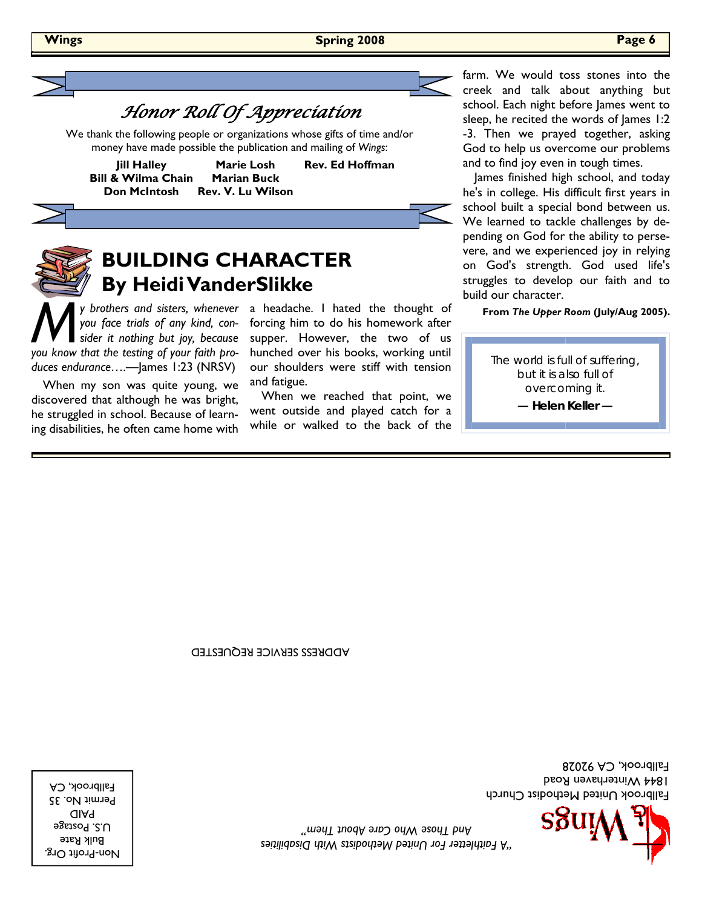# Honor Roll Of Appreciation

We thank the following people or organizations whose gifts of time and/or money have made possible the publication and mailing of *Wings*:

**Jill Halley** **Marie Losh** **Rev. Ed Hoffman**
**Bill & Wilma Chain** **Marian Buck**
**Don McIntosh** **Rev. V. Lu Wilson**

# BUILDING CHARACTER
## By Heidi VanderSlikke

*My brothers and sisters, whenever you face trials of any kind, consider it nothing but joy, because you know that the testing of your faith produces endurance….*—James 1:23 (NRSV)

When my son was quite young, we discovered that although he was bright, he struggled in school. Because of learning disabilities, he often came home with a headache. I hated the thought of forcing him to do his homework after supper. However, the two of us hunched over his books, working until our shoulders were stiff with tension and fatigue.

When we reached that point, we went outside and played catch for a while or walked to the back of the farm. We would toss stones into the creek and talk about anything but school. Each night before James went to sleep, he recited the words of James 1:2-3. Then we prayed together, asking God to help us overcome our problems and to find joy even in tough times.

James finished high school, and today he's in college. His difficult first years in school built a special bond between us. We learned to tackle challenges by depending on God for the ability to persevere, and we experienced joy in relying on God's strength. God used life's struggles to develop our faith and to build our character.

**From *The Upper Room* (July/Aug 2005).**

> The world is full of suffering, but it is also full of overcoming it.
>
> **— Helen Keller —**

ADDRESS SERVICE REQUESTED

Wings

Fallbrook United Methodist Church
1844 Winterhaven Road
Fallbrook, CA 92028

*"A Faithletter For United Methodists With Disabilities And Those Who Care About Them"*

Non-Profit Org.
Bulk Rate
U.S. Postage
PAID
Permit No. 35
Fallbrook, CA